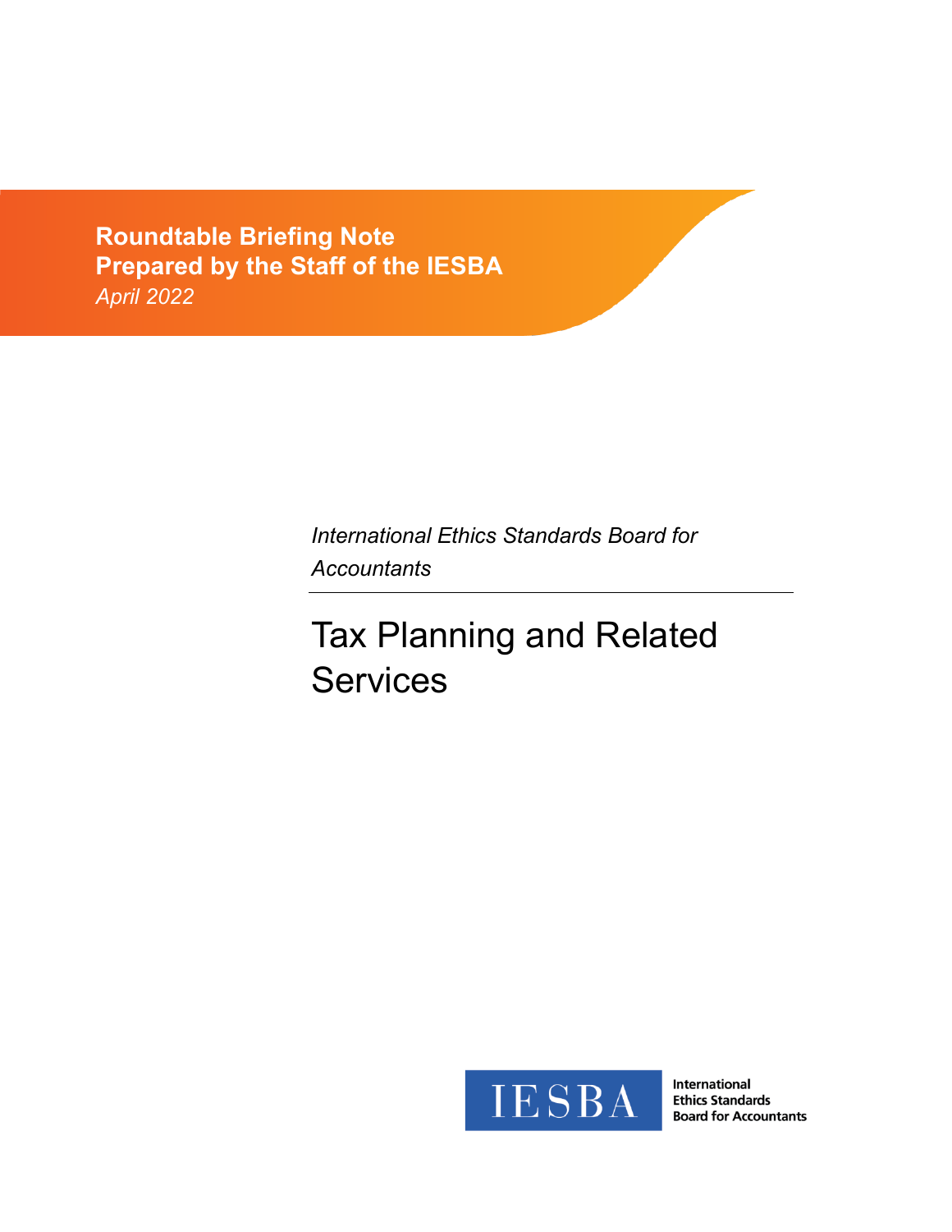**Roundtable Briefing Note**
**Prepared by the Staff of the IESBA**
*April 2022*

*International Ethics Standards Board for Accountants*

# Tax Planning and Related Services

International Ethics Standards Board for Accountants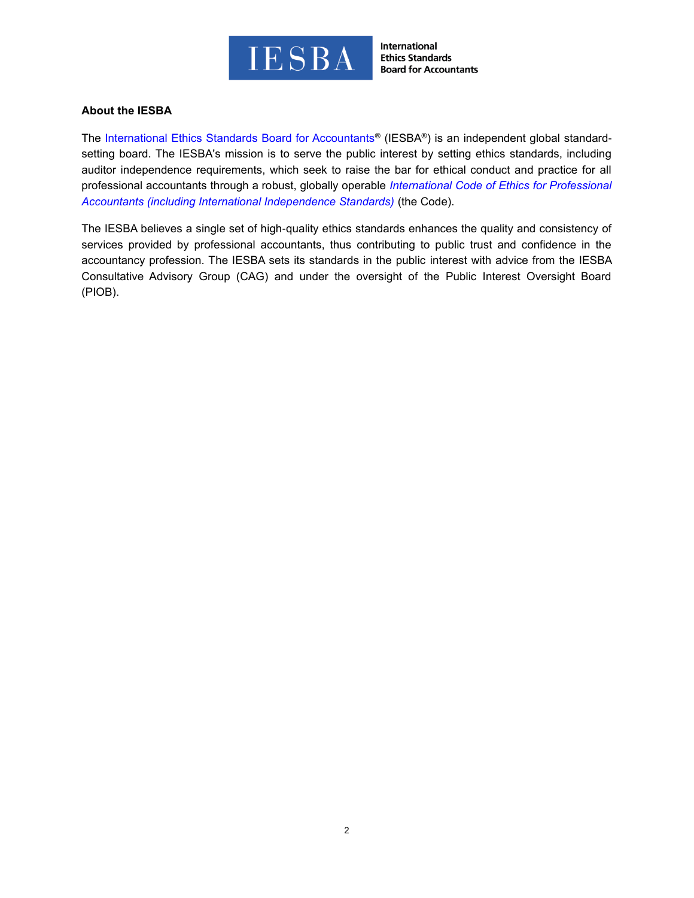## About the IESBA

The International Ethics Standards Board for Accountants® (IESBA®) is an independent global standard-setting board. The IESBA's mission is to serve the public interest by setting ethics standards, including auditor independence requirements, which seek to raise the bar for ethical conduct and practice for all professional accountants through a robust, globally operable *International Code of Ethics for Professional Accountants (including International Independence Standards)* (the Code).

The IESBA believes a single set of high-quality ethics standards enhances the quality and consistency of services provided by professional accountants, thus contributing to public trust and confidence in the accountancy profession. The IESBA sets its standards in the public interest with advice from the IESBA Consultative Advisory Group (CAG) and under the oversight of the Public Interest Oversight Board (PIOB).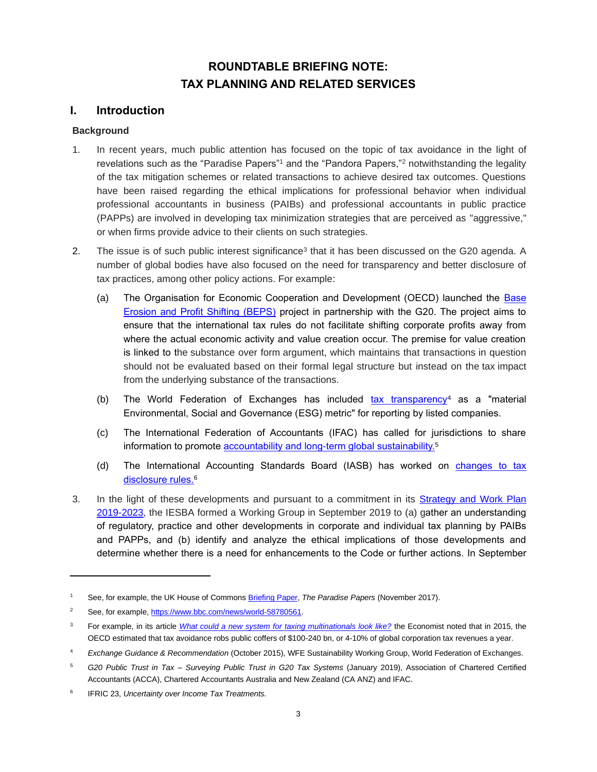# ROUNDTABLE BRIEFING NOTE: TAX PLANNING AND RELATED SERVICES

## I. Introduction

### Background

1. In recent years, much public attention has focused on the topic of tax avoidance in the light of revelations such as the "Paradise Papers"[1] and the "Pandora Papers,"[2] notwithstanding the legality of the tax mitigation schemes or related transactions to achieve desired tax outcomes. Questions have been raised regarding the ethical implications for professional behavior when individual professional accountants in business (PAIBs) and professional accountants in public practice (PAPPs) are involved in developing tax minimization strategies that are perceived as "aggressive," or when firms provide advice to their clients on such strategies.

2. The issue is of such public interest significance[3] that it has been discussed on the G20 agenda. A number of global bodies have also focused on the need for transparency and better disclosure of tax practices, among other policy actions. For example:

   (a) The Organisation for Economic Cooperation and Development (OECD) launched the Base Erosion and Profit Shifting (BEPS) project in partnership with the G20. The project aims to ensure that the international tax rules do not facilitate shifting corporate profits away from where the actual economic activity and value creation occur. The premise for value creation is linked to the substance over form argument, which maintains that transactions in question should not be evaluated based on their formal legal structure but instead on the tax impact from the underlying substance of the transactions.

   (b) The World Federation of Exchanges has included tax transparency[4] as a "material Environmental, Social and Governance (ESG) metric" for reporting by listed companies.

   (c) The International Federation of Accountants (IFAC) has called for jurisdictions to share information to promote accountability and long-term global sustainability.[5]

   (d) The International Accounting Standards Board (IASB) has worked on changes to tax disclosure rules.[6]

3. In the light of these developments and pursuant to a commitment in its Strategy and Work Plan 2019-2023, the IESBA formed a Working Group in September 2019 to (a) gather an understanding of regulatory, practice and other developments in corporate and individual tax planning by PAIBs and PAPPs, and (b) identify and analyze the ethical implications of those developments and determine whether there is a need for enhancements to the Code or further actions. In September

---

[1] See, for example, the UK House of Commons Briefing Paper, *The Paradise Papers* (November 2017).

[2] See, for example, https://www.bbc.com/news/world-58780561.

[3] For example, in its article *What could a new system for taxing multinationals look like?* the Economist noted that in 2015, the OECD estimated that tax avoidance robs public coffers of $100-240 bn, or 4-10% of global corporation tax revenues a year.

[4] *Exchange Guidance & Recommendation* (October 2015), WFE Sustainability Working Group, World Federation of Exchanges.

[5] *G20 Public Trust in Tax – Surveying Public Trust in G20 Tax Systems* (January 2019), Association of Chartered Certified Accountants (ACCA), Chartered Accountants Australia and New Zealand (CA ANZ) and IFAC.

[6] IFRIC 23, *Uncertainty over Income Tax Treatments.*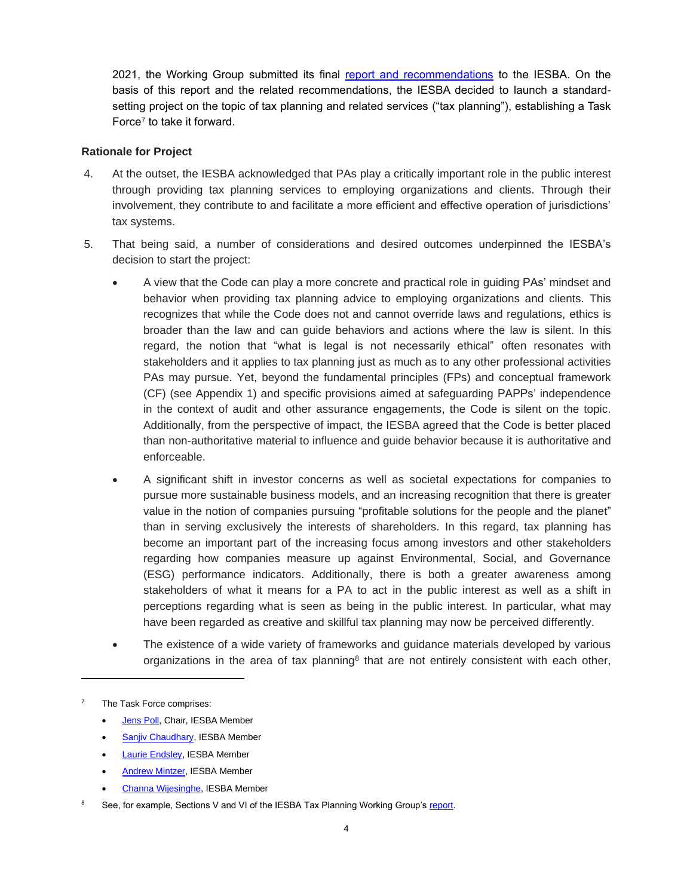2021, the Working Group submitted its final report and recommendations to the IESBA. On the basis of this report and the related recommendations, the IESBA decided to launch a standard-setting project on the topic of tax planning and related services ("tax planning"), establishing a Task Force[7] to take it forward.

**Rationale for Project**

4. At the outset, the IESBA acknowledged that PAs play a critically important role in the public interest through providing tax planning services to employing organizations and clients. Through their involvement, they contribute to and facilitate a more efficient and effective operation of jurisdictions' tax systems.

5. That being said, a number of considerations and desired outcomes underpinned the IESBA's decision to start the project:

   - A view that the Code can play a more concrete and practical role in guiding PAs' mindset and behavior when providing tax planning advice to employing organizations and clients. This recognizes that while the Code does not and cannot override laws and regulations, ethics is broader than the law and can guide behaviors and actions where the law is silent. In this regard, the notion that "what is legal is not necessarily ethical" often resonates with stakeholders and it applies to tax planning just as much as to any other professional activities PAs may pursue. Yet, beyond the fundamental principles (FPs) and conceptual framework (CF) (see Appendix 1) and specific provisions aimed at safeguarding PAPPs' independence in the context of audit and other assurance engagements, the Code is silent on the topic. Additionally, from the perspective of impact, the IESBA agreed that the Code is better placed than non-authoritative material to influence and guide behavior because it is authoritative and enforceable.

   - A significant shift in investor concerns as well as societal expectations for companies to pursue more sustainable business models, and an increasing recognition that there is greater value in the notion of companies pursuing "profitable solutions for the people and the planet" than in serving exclusively the interests of shareholders. In this regard, tax planning has become an important part of the increasing focus among investors and other stakeholders regarding how companies measure up against Environmental, Social, and Governance (ESG) performance indicators. Additionally, there is both a greater awareness among stakeholders of what it means for a PA to act in the public interest as well as a shift in perceptions regarding what is seen as being in the public interest. In particular, what may have been regarded as creative and skillful tax planning may now be perceived differently.

   - The existence of a wide variety of frameworks and guidance materials developed by various organizations in the area of tax planning[8] that are not entirely consistent with each other,

---

[7] The Task Force comprises:

- Jens Poll, Chair, IESBA Member
- Sanjiv Chaudhary, IESBA Member
- Laurie Endsley, IESBA Member
- Andrew Mintzer, IESBA Member
- Channa Wijesinghe, IESBA Member

[8] See, for example, Sections V and VI of the IESBA Tax Planning Working Group's report.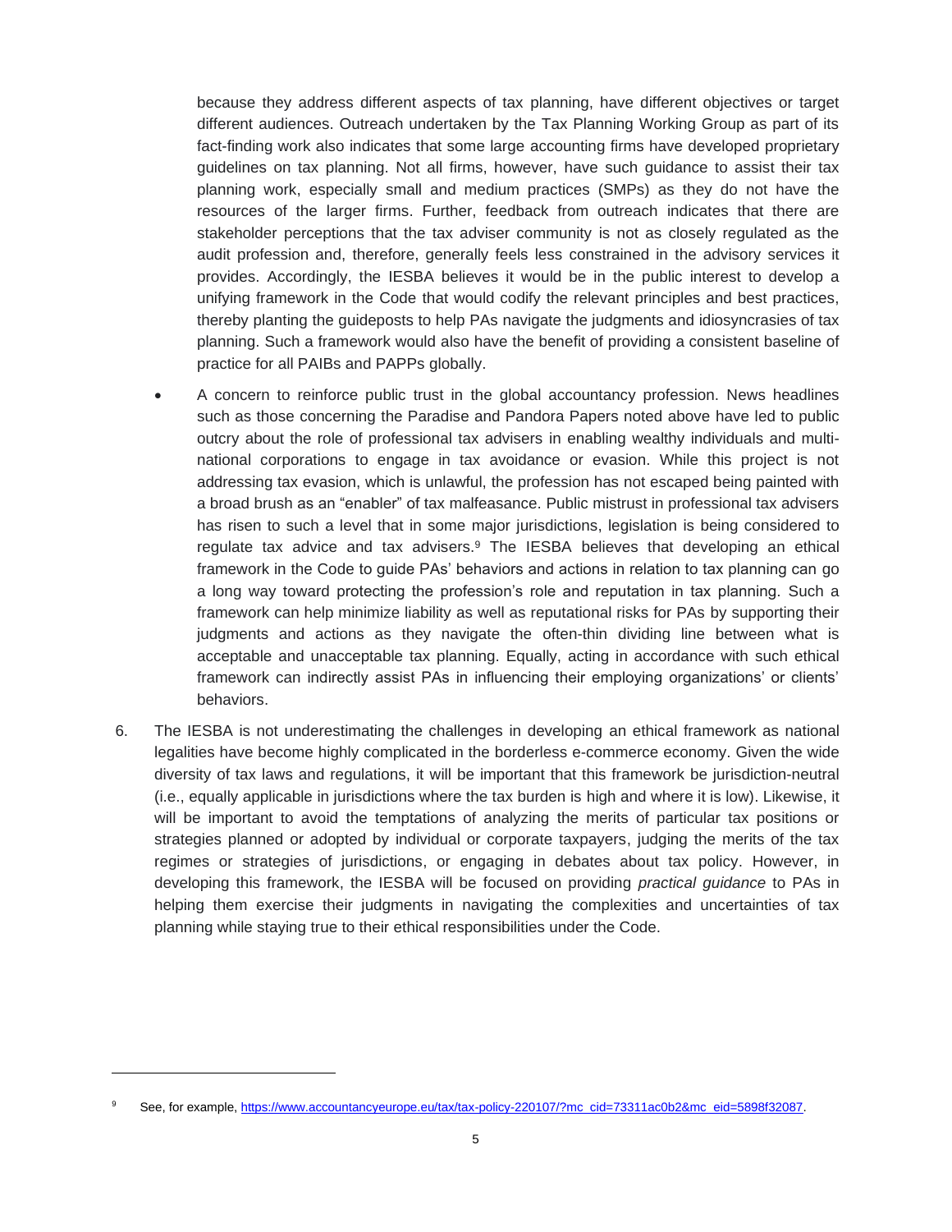because they address different aspects of tax planning, have different objectives or target different audiences. Outreach undertaken by the Tax Planning Working Group as part of its fact-finding work also indicates that some large accounting firms have developed proprietary guidelines on tax planning. Not all firms, however, have such guidance to assist their tax planning work, especially small and medium practices (SMPs) as they do not have the resources of the larger firms. Further, feedback from outreach indicates that there are stakeholder perceptions that the tax adviser community is not as closely regulated as the audit profession and, therefore, generally feels less constrained in the advisory services it provides. Accordingly, the IESBA believes it would be in the public interest to develop a unifying framework in the Code that would codify the relevant principles and best practices, thereby planting the guideposts to help PAs navigate the judgments and idiosyncrasies of tax planning. Such a framework would also have the benefit of providing a consistent baseline of practice for all PAIBs and PAPPs globally.

- A concern to reinforce public trust in the global accountancy profession. News headlines such as those concerning the Paradise and Pandora Papers noted above have led to public outcry about the role of professional tax advisers in enabling wealthy individuals and multi-national corporations to engage in tax avoidance or evasion. While this project is not addressing tax evasion, which is unlawful, the profession has not escaped being painted with a broad brush as an "enabler" of tax malfeasance. Public mistrust in professional tax advisers has risen to such a level that in some major jurisdictions, legislation is being considered to regulate tax advice and tax advisers.[9] The IESBA believes that developing an ethical framework in the Code to guide PAs' behaviors and actions in relation to tax planning can go a long way toward protecting the profession's role and reputation in tax planning. Such a framework can help minimize liability as well as reputational risks for PAs by supporting their judgments and actions as they navigate the often-thin dividing line between what is acceptable and unacceptable tax planning. Equally, acting in accordance with such ethical framework can indirectly assist PAs in influencing their employing organizations' or clients' behaviors.

6. The IESBA is not underestimating the challenges in developing an ethical framework as national legalities have become highly complicated in the borderless e-commerce economy. Given the wide diversity of tax laws and regulations, it will be important that this framework be jurisdiction-neutral (i.e., equally applicable in jurisdictions where the tax burden is high and where it is low). Likewise, it will be important to avoid the temptations of analyzing the merits of particular tax positions or strategies planned or adopted by individual or corporate taxpayers, judging the merits of the tax regimes or strategies of jurisdictions, or engaging in debates about tax policy. However, in developing this framework, the IESBA will be focused on providing *practical guidance* to PAs in helping them exercise their judgments in navigating the complexities and uncertainties of tax planning while staying true to their ethical responsibilities under the Code.

---

[9] See, for example, https://www.accountancyeurope.eu/tax/tax-policy-220107/?mc_cid=73311ac0b2&mc_eid=5898f32087.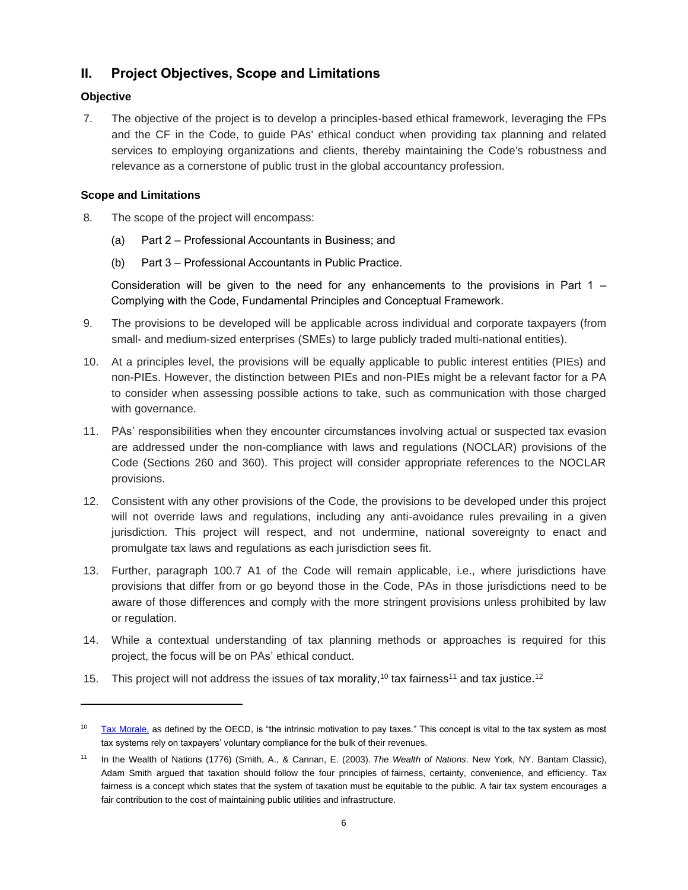## II. Project Objectives, Scope and Limitations

### Objective

7. The objective of the project is to develop a principles-based ethical framework, leveraging the FPs and the CF in the Code, to guide PAs' ethical conduct when providing tax planning and related services to employing organizations and clients, thereby maintaining the Code's robustness and relevance as a cornerstone of public trust in the global accountancy profession.

### Scope and Limitations

8. The scope of the project will encompass:

   (a) Part 2 – Professional Accountants in Business; and

   (b) Part 3 – Professional Accountants in Public Practice.

   Consideration will be given to the need for any enhancements to the provisions in Part 1 – Complying with the Code, Fundamental Principles and Conceptual Framework.

9. The provisions to be developed will be applicable across individual and corporate taxpayers (from small- and medium-sized enterprises (SMEs) to large publicly traded multi-national entities).

10. At a principles level, the provisions will be equally applicable to public interest entities (PIEs) and non-PIEs. However, the distinction between PIEs and non-PIEs might be a relevant factor for a PA to consider when assessing possible actions to take, such as communication with those charged with governance.

11. PAs' responsibilities when they encounter circumstances involving actual or suspected tax evasion are addressed under the non-compliance with laws and regulations (NOCLAR) provisions of the Code (Sections 260 and 360). This project will consider appropriate references to the NOCLAR provisions.

12. Consistent with any other provisions of the Code, the provisions to be developed under this project will not override laws and regulations, including any anti-avoidance rules prevailing in a given jurisdiction. This project will respect, and not undermine, national sovereignty to enact and promulgate tax laws and regulations as each jurisdiction sees fit.

13. Further, paragraph 100.7 A1 of the Code will remain applicable, i.e., where jurisdictions have provisions that differ from or go beyond those in the Code, PAs in those jurisdictions need to be aware of those differences and comply with the more stringent provisions unless prohibited by law or regulation.

14. While a contextual understanding of tax planning methods or approaches is required for this project, the focus will be on PAs' ethical conduct.

15. This project will not address the issues of tax morality,[10] tax fairness[11] and tax justice.[12]

---

[10] Tax Morale, as defined by the OECD, is "the intrinsic motivation to pay taxes." This concept is vital to the tax system as most tax systems rely on taxpayers' voluntary compliance for the bulk of their revenues.

[11] In the Wealth of Nations (1776) (Smith, A., & Cannan, E. (2003). *The Wealth of Nations*. New York, NY. Bantam Classic), Adam Smith argued that taxation should follow the four principles of fairness, certainty, convenience, and efficiency. Tax fairness is a concept which states that the system of taxation must be equitable to the public. A fair tax system encourages a fair contribution to the cost of maintaining public utilities and infrastructure.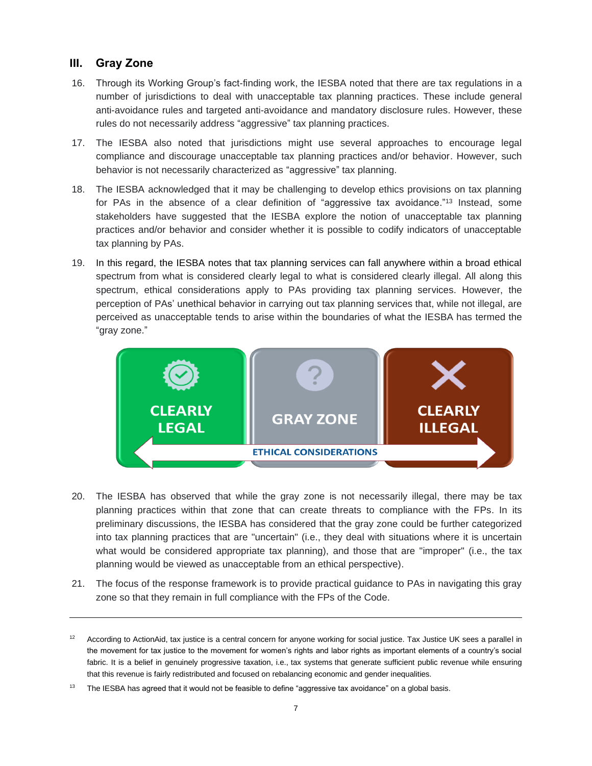## III. Gray Zone

16. Through its Working Group's fact-finding work, the IESBA noted that there are tax regulations in a number of jurisdictions to deal with unacceptable tax planning practices. These include general anti-avoidance rules and targeted anti-avoidance and mandatory disclosure rules. However, these rules do not necessarily address "aggressive" tax planning practices.

17. The IESBA also noted that jurisdictions might use several approaches to encourage legal compliance and discourage unacceptable tax planning practices and/or behavior. However, such behavior is not necessarily characterized as "aggressive" tax planning.

18. The IESBA acknowledged that it may be challenging to develop ethics provisions on tax planning for PAs in the absence of a clear definition of "aggressive tax avoidance."[13] Instead, some stakeholders have suggested that the IESBA explore the notion of unacceptable tax planning practices and/or behavior and consider whether it is possible to codify indicators of unacceptable tax planning by PAs.

19. In this regard, the IESBA notes that tax planning services can fall anywhere within a broad ethical spectrum from what is considered clearly legal to what is considered clearly illegal. All along this spectrum, ethical considerations apply to PAs providing tax planning services. However, the perception of PAs' unethical behavior in carrying out tax planning services that, while not illegal, are perceived as unacceptable tends to arise within the boundaries of what the IESBA has termed the "gray zone."

20. The IESBA has observed that while the gray zone is not necessarily illegal, there may be tax planning practices within that zone that can create threats to compliance with the FPs. In its preliminary discussions, the IESBA has considered that the gray zone could be further categorized into tax planning practices that are "uncertain" (i.e., they deal with situations where it is uncertain what would be considered appropriate tax planning), and those that are "improper" (i.e., the tax planning would be viewed as unacceptable from an ethical perspective).

21. The focus of the response framework is to provide practical guidance to PAs in navigating this gray zone so that they remain in full compliance with the FPs of the Code.

---

[12] According to ActionAid, tax justice is a central concern for anyone working for social justice. Tax Justice UK sees a parallel in the movement for tax justice to the movement for women's rights and labor rights as important elements of a country's social fabric. It is a belief in genuinely progressive taxation, i.e., tax systems that generate sufficient public revenue while ensuring that this revenue is fairly redistributed and focused on rebalancing economic and gender inequalities.

[13] The IESBA has agreed that it would not be feasible to define "aggressive tax avoidance" on a global basis.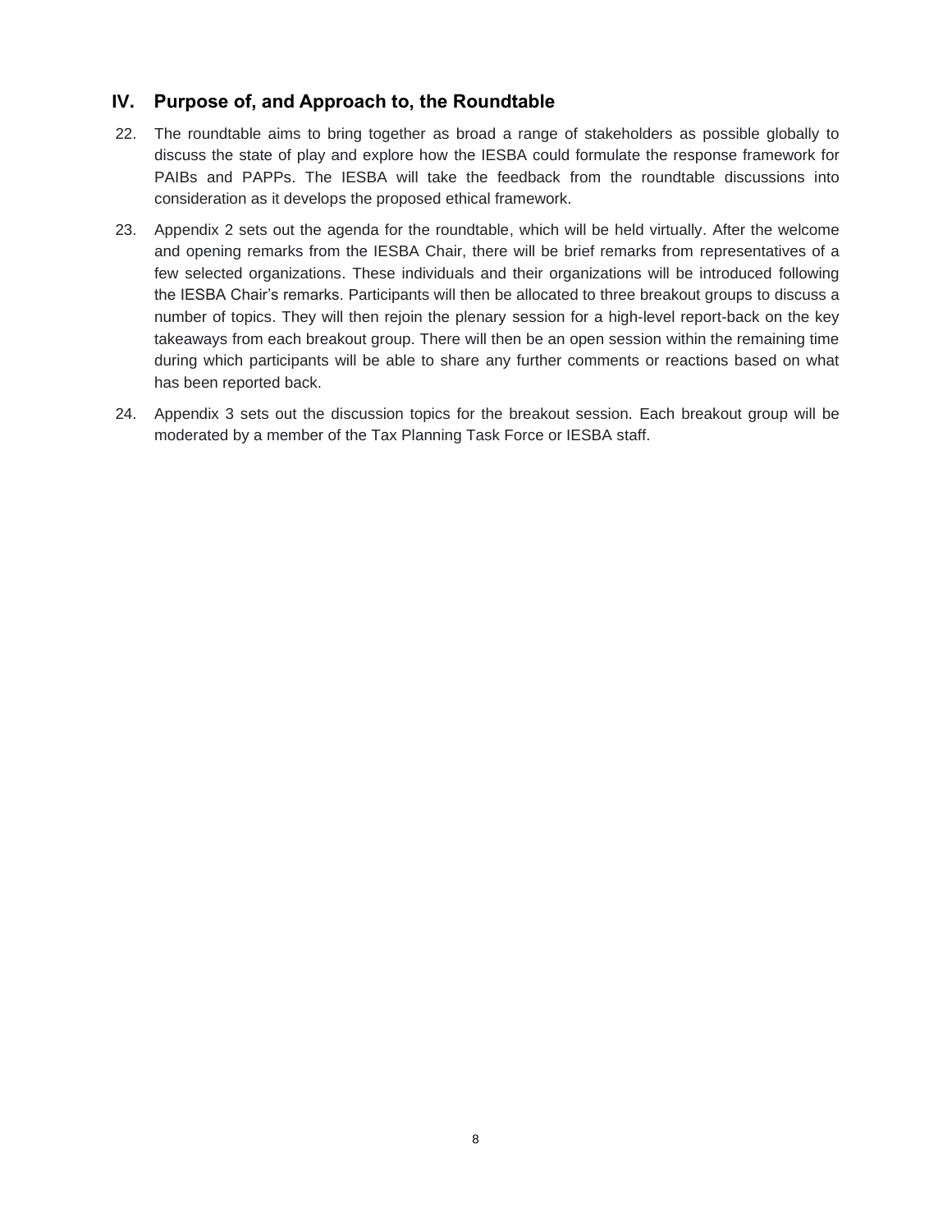## IV. Purpose of, and Approach to, the Roundtable

22. The roundtable aims to bring together as broad a range of stakeholders as possible globally to discuss the state of play and explore how the IESBA could formulate the response framework for PAIBs and PAPPs. The IESBA will take the feedback from the roundtable discussions into consideration as it develops the proposed ethical framework.

23. Appendix 2 sets out the agenda for the roundtable, which will be held virtually. After the welcome and opening remarks from the IESBA Chair, there will be brief remarks from representatives of a few selected organizations. These individuals and their organizations will be introduced following the IESBA Chair's remarks. Participants will then be allocated to three breakout groups to discuss a number of topics. They will then rejoin the plenary session for a high-level report-back on the key takeaways from each breakout group. There will then be an open session within the remaining time during which participants will be able to share any further comments or reactions based on what has been reported back.

24. Appendix 3 sets out the discussion topics for the breakout session. Each breakout group will be moderated by a member of the Tax Planning Task Force or IESBA staff.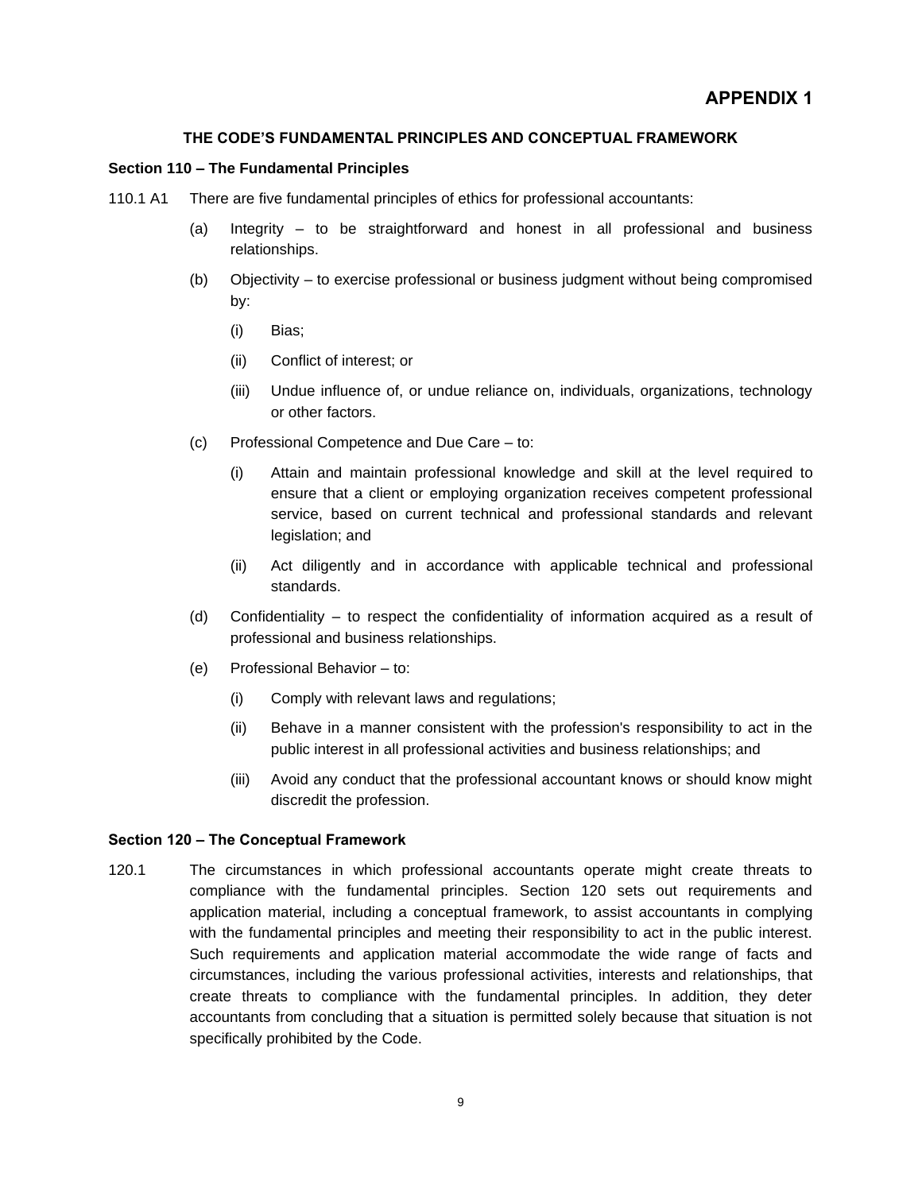# APPENDIX 1

## THE CODE'S FUNDAMENTAL PRINCIPLES AND CONCEPTUAL FRAMEWORK

### Section 110 – The Fundamental Principles

110.1 A1 There are five fundamental principles of ethics for professional accountants:

(a) Integrity – to be straightforward and honest in all professional and business relationships.

(b) Objectivity – to exercise professional or business judgment without being compromised by:

  (i) Bias;

  (ii) Conflict of interest; or

  (iii) Undue influence of, or undue reliance on, individuals, organizations, technology or other factors.

(c) Professional Competence and Due Care – to:

  (i) Attain and maintain professional knowledge and skill at the level required to ensure that a client or employing organization receives competent professional service, based on current technical and professional standards and relevant legislation; and

  (ii) Act diligently and in accordance with applicable technical and professional standards.

(d) Confidentiality – to respect the confidentiality of information acquired as a result of professional and business relationships.

(e) Professional Behavior – to:

  (i) Comply with relevant laws and regulations;

  (ii) Behave in a manner consistent with the profession's responsibility to act in the public interest in all professional activities and business relationships; and

  (iii) Avoid any conduct that the professional accountant knows or should know might discredit the profession.

### Section 120 – The Conceptual Framework

120.1 The circumstances in which professional accountants operate might create threats to compliance with the fundamental principles. Section 120 sets out requirements and application material, including a conceptual framework, to assist accountants in complying with the fundamental principles and meeting their responsibility to act in the public interest. Such requirements and application material accommodate the wide range of facts and circumstances, including the various professional activities, interests and relationships, that create threats to compliance with the fundamental principles. In addition, they deter accountants from concluding that a situation is permitted solely because that situation is not specifically prohibited by the Code.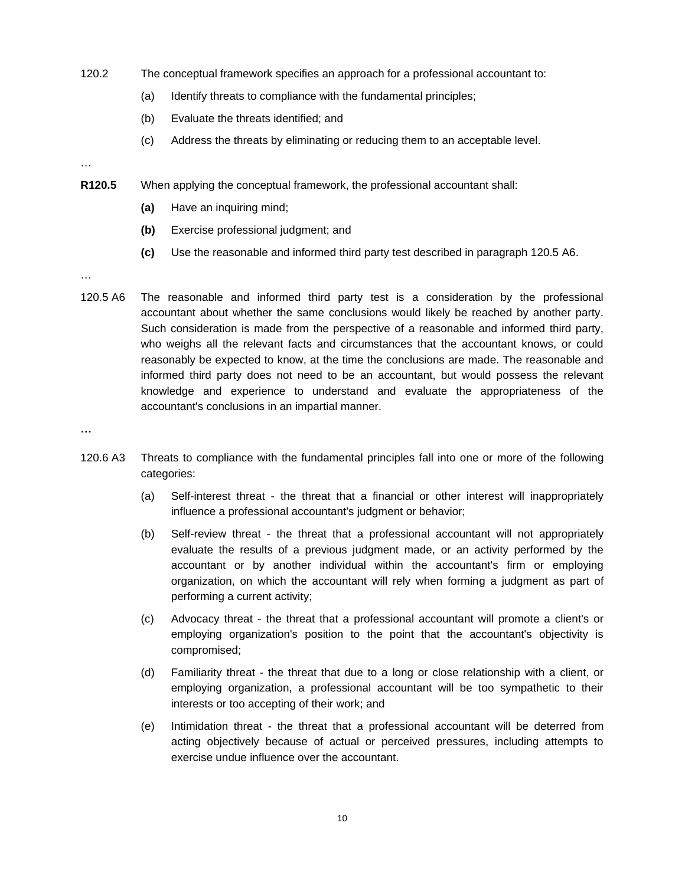120.2 The conceptual framework specifies an approach for a professional accountant to:

(a) Identify threats to compliance with the fundamental principles;

(b) Evaluate the threats identified; and

(c) Address the threats by eliminating or reducing them to an acceptable level.

…

**R120.5** When applying the conceptual framework, the professional accountant shall:

**(a)** Have an inquiring mind;

**(b)** Exercise professional judgment; and

**(c)** Use the reasonable and informed third party test described in paragraph 120.5 A6.

…

120.5 A6 The reasonable and informed third party test is a consideration by the professional accountant about whether the same conclusions would likely be reached by another party. Such consideration is made from the perspective of a reasonable and informed third party, who weighs all the relevant facts and circumstances that the accountant knows, or could reasonably be expected to know, at the time the conclusions are made. The reasonable and informed third party does not need to be an accountant, but would possess the relevant knowledge and experience to understand and evaluate the appropriateness of the accountant's conclusions in an impartial manner.

**…**

120.6 A3 Threats to compliance with the fundamental principles fall into one or more of the following categories:

(a) Self-interest threat - the threat that a financial or other interest will inappropriately influence a professional accountant's judgment or behavior;

(b) Self-review threat - the threat that a professional accountant will not appropriately evaluate the results of a previous judgment made, or an activity performed by the accountant or by another individual within the accountant's firm or employing organization, on which the accountant will rely when forming a judgment as part of performing a current activity;

(c) Advocacy threat - the threat that a professional accountant will promote a client's or employing organization's position to the point that the accountant's objectivity is compromised;

(d) Familiarity threat - the threat that due to a long or close relationship with a client, or employing organization, a professional accountant will be too sympathetic to their interests or too accepting of their work; and

(e) Intimidation threat - the threat that a professional accountant will be deterred from acting objectively because of actual or perceived pressures, including attempts to exercise undue influence over the accountant.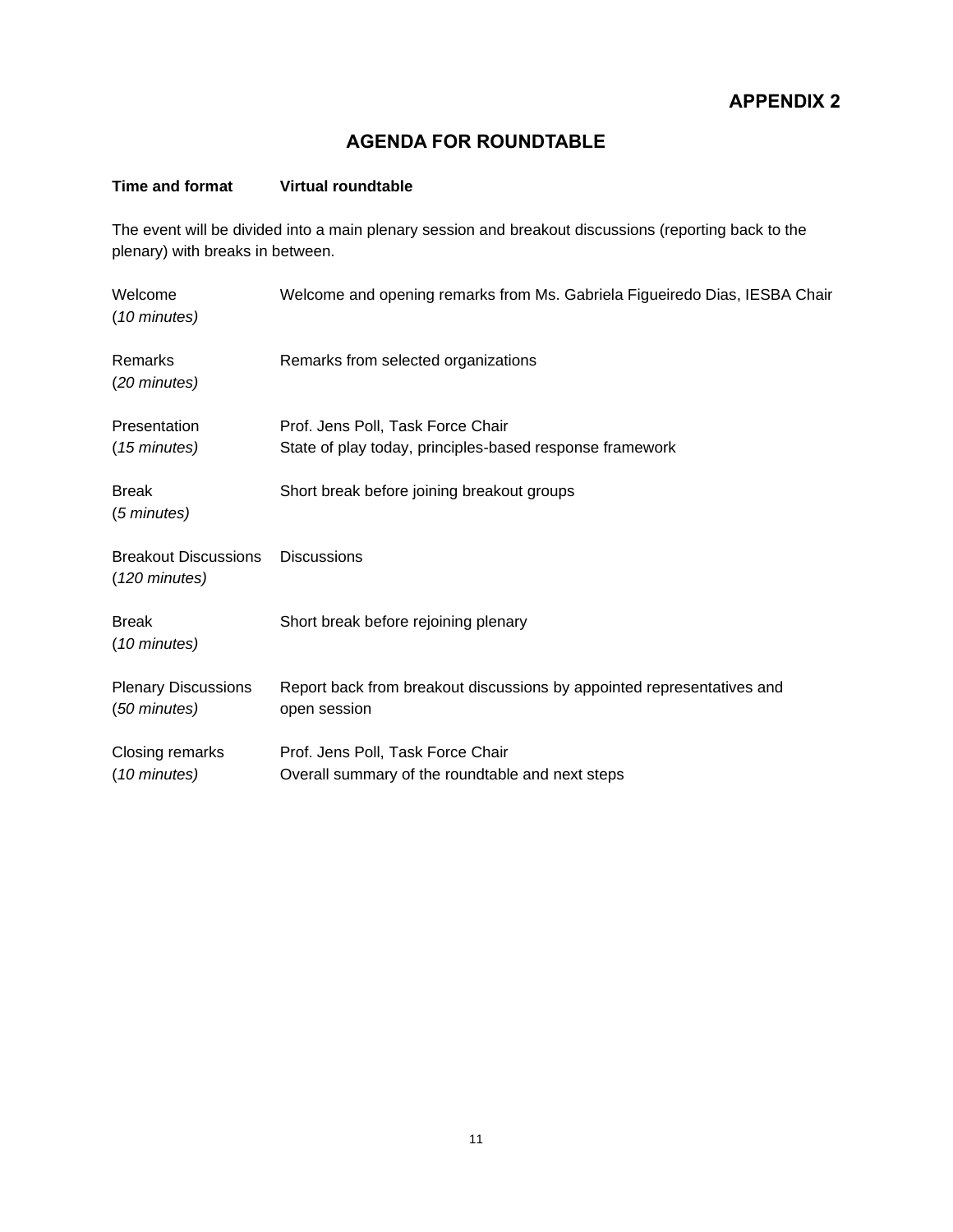**APPENDIX 2**

## AGENDA FOR ROUNDTABLE

| **Time and format** | **Virtual roundtable** |
|---|---|

The event will be divided into a main plenary session and breakout discussions (reporting back to the plenary) with breaks in between.

| | |
|---|---|
| Welcome<br>(*10 minutes)* | Welcome and opening remarks from Ms. Gabriela Figueiredo Dias, IESBA Chair |
| Remarks<br>(*20 minutes)* | Remarks from selected organizations |
| Presentation<br>(*15 minutes)* | Prof. Jens Poll, Task Force Chair<br>State of play today, principles-based response framework |
| Break<br>(*5 minutes)* | Short break before joining breakout groups |
| Breakout Discussions<br>(*120 minutes)* | Discussions |
| Break<br>(*10 minutes)* | Short break before rejoining plenary |
| Plenary Discussions<br>(*50 minutes)* | Report back from breakout discussions by appointed representatives and open session |
| Closing remarks<br>(*10 minutes)* | Prof. Jens Poll, Task Force Chair<br>Overall summary of the roundtable and next steps |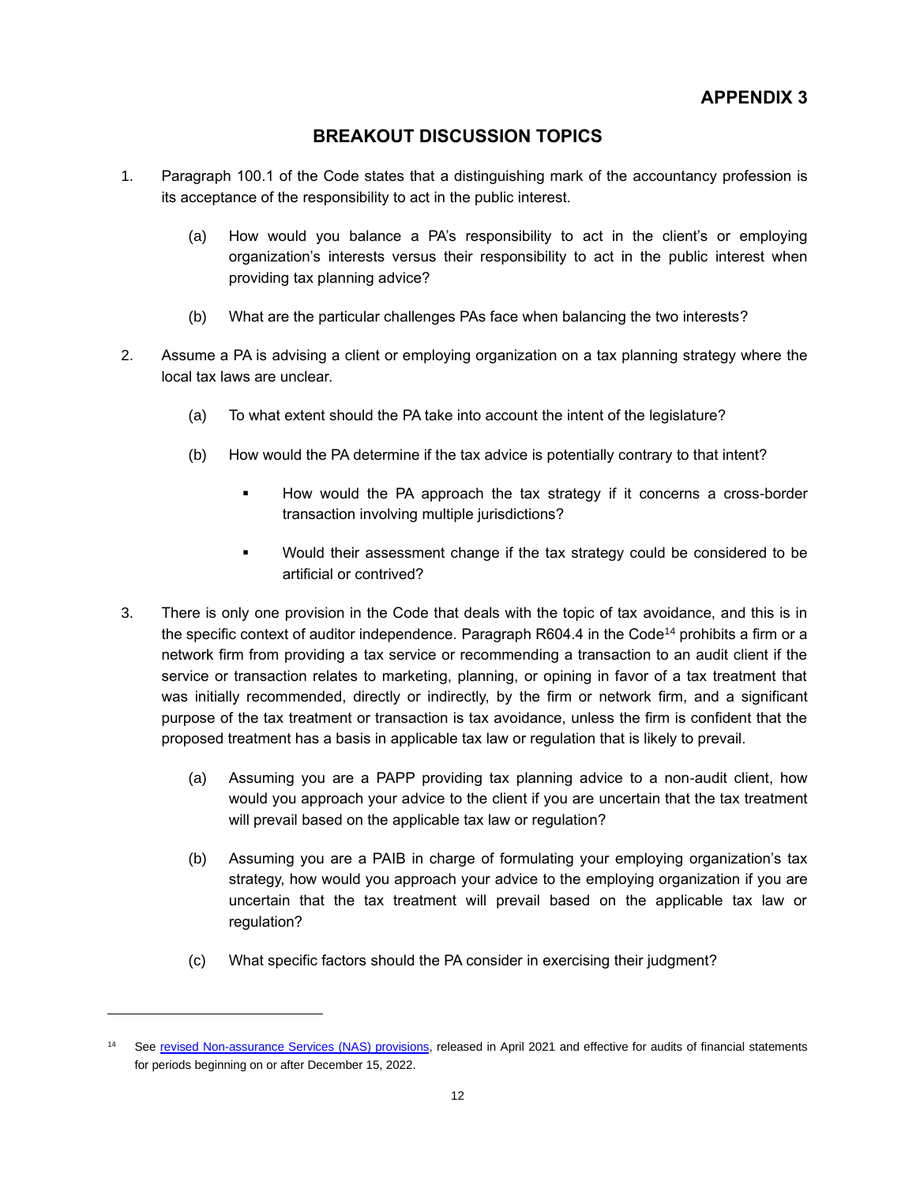**APPENDIX 3**

## BREAKOUT DISCUSSION TOPICS

1. Paragraph 100.1 of the Code states that a distinguishing mark of the accountancy profession is its acceptance of the responsibility to act in the public interest.

   (a) How would you balance a PA's responsibility to act in the client's or employing organization's interests versus their responsibility to act in the public interest when providing tax planning advice?

   (b) What are the particular challenges PAs face when balancing the two interests?

2. Assume a PA is advising a client or employing organization on a tax planning strategy where the local tax laws are unclear.

   (a) To what extent should the PA take into account the intent of the legislature?

   (b) How would the PA determine if the tax advice is potentially contrary to that intent?

   - How would the PA approach the tax strategy if it concerns a cross-border transaction involving multiple jurisdictions?
   - Would their assessment change if the tax strategy could be considered to be artificial or contrived?

3. There is only one provision in the Code that deals with the topic of tax avoidance, and this is in the specific context of auditor independence. Paragraph R604.4 in the Code[14] prohibits a firm or a network firm from providing a tax service or recommending a transaction to an audit client if the service or transaction relates to marketing, planning, or opining in favor of a tax treatment that was initially recommended, directly or indirectly, by the firm or network firm, and a significant purpose of the tax treatment or transaction is tax avoidance, unless the firm is confident that the proposed treatment has a basis in applicable tax law or regulation that is likely to prevail.

   (a) Assuming you are a PAPP providing tax planning advice to a non-audit client, how would you approach your advice to the client if you are uncertain that the tax treatment will prevail based on the applicable tax law or regulation?

   (b) Assuming you are a PAIB in charge of formulating your employing organization's tax strategy, how would you approach your advice to the employing organization if you are uncertain that the tax treatment will prevail based on the applicable tax law or regulation?

   (c) What specific factors should the PA consider in exercising their judgment?

---

[14] See revised Non-assurance Services (NAS) provisions, released in April 2021 and effective for audits of financial statements for periods beginning on or after December 15, 2022.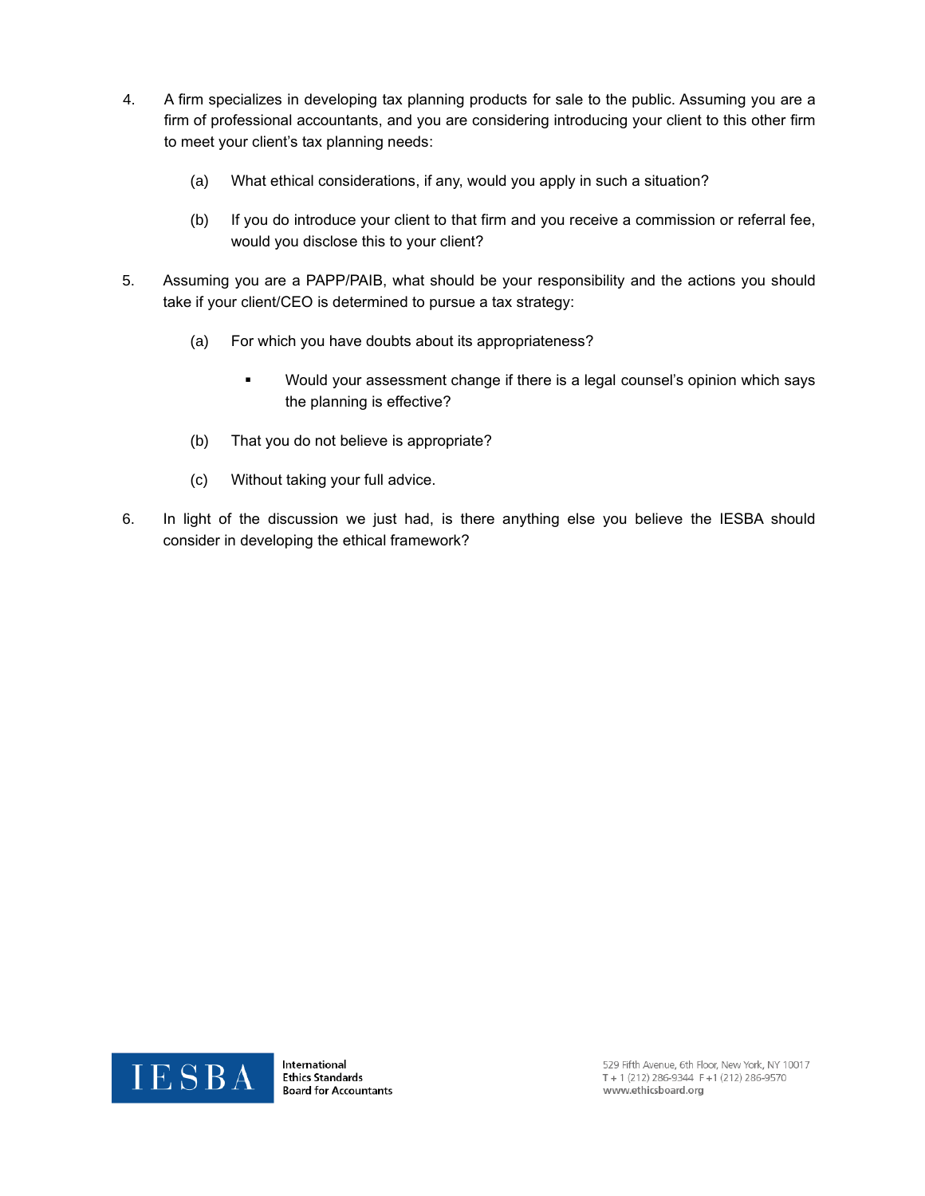4. A firm specializes in developing tax planning products for sale to the public. Assuming you are a firm of professional accountants, and you are considering introducing your client to this other firm to meet your client's tax planning needs:

   (a) What ethical considerations, if any, would you apply in such a situation?

   (b) If you do introduce your client to that firm and you receive a commission or referral fee, would you disclose this to your client?

5. Assuming you are a PAPP/PAIB, what should be your responsibility and the actions you should take if your client/CEO is determined to pursue a tax strategy:

   (a) For which you have doubts about its appropriateness?

      - Would your assessment change if there is a legal counsel's opinion which says the planning is effective?

   (b) That you do not believe is appropriate?

   (c) Without taking your full advice.

6. In light of the discussion we just had, is there anything else you believe the IESBA should consider in developing the ethical framework?